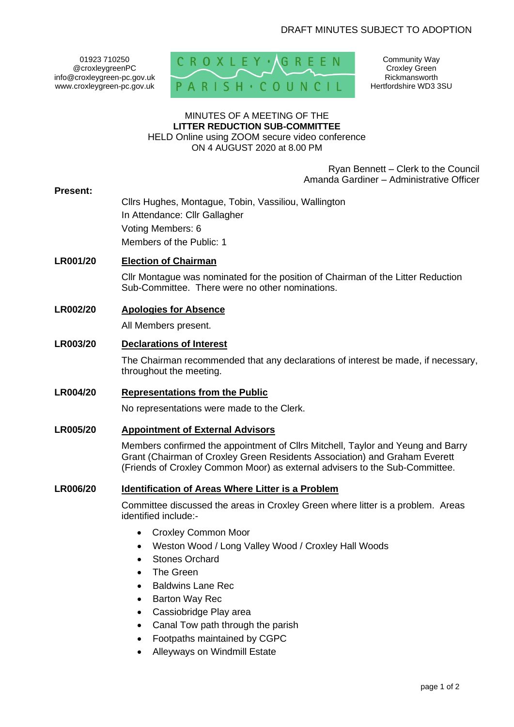DRAFT MINUTES SUBJECT TO ADOPTION

01923 710250
@croxleygreenPC
info@croxleygreen-pc.gov.uk
www.croxleygreen-pc.gov.uk

CROXLEY GREEN PARISH COUNCIL

Community Way
Croxley Green
Rickmansworth
Hertfordshire WD3 3SU

MINUTES OF A MEETING OF THE
**LITTER REDUCTION SUB-COMMITTEE**
HELD Online using ZOOM secure video conference
ON 4 AUGUST 2020 at 8.00 PM

Ryan Bennett – Clerk to the Council
Amanda Gardiner – Administrative Officer

**Present:**

Cllrs Hughes, Montague, Tobin, Vassiliou, Wallington
In Attendance: Cllr Gallagher
Voting Members: 6
Members of the Public: 1

**LR001/20** **Election of Chairman**

Cllr Montague was nominated for the position of Chairman of the Litter Reduction Sub-Committee. There were no other nominations.

**LR002/20** **Apologies for Absence**

All Members present.

**LR003/20** **Declarations of Interest**

The Chairman recommended that any declarations of interest be made, if necessary, throughout the meeting.

**LR004/20** **Representations from the Public**

No representations were made to the Clerk.

**LR005/20** **Appointment of External Advisors**

Members confirmed the appointment of Cllrs Mitchell, Taylor and Yeung and Barry Grant (Chairman of Croxley Green Residents Association) and Graham Everett (Friends of Croxley Common Moor) as external advisers to the Sub-Committee.

**LR006/20** **Identification of Areas Where Litter is a Problem**

Committee discussed the areas in Croxley Green where litter is a problem. Areas identified include:-

- Croxley Common Moor
- Weston Wood / Long Valley Wood / Croxley Hall Woods
- Stones Orchard
- The Green
- Baldwins Lane Rec
- Barton Way Rec
- Cassiobridge Play area
- Canal Tow path through the parish
- Footpaths maintained by CGPC
- Alleyways on Windmill Estate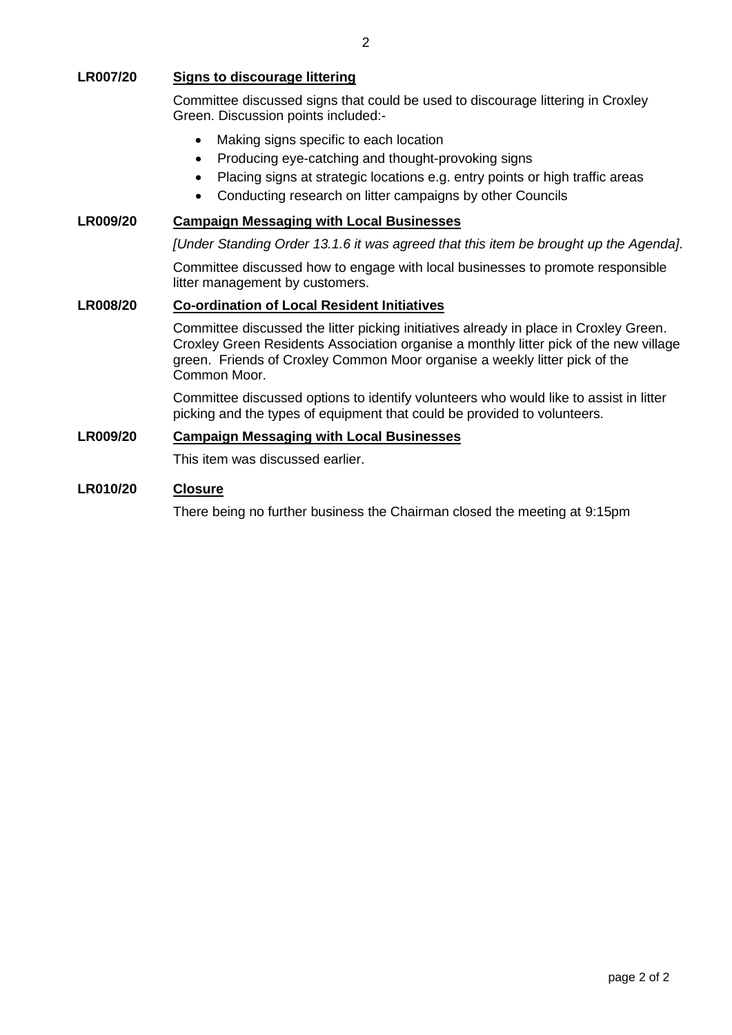**LR007/20** **Signs to discourage littering**

Committee discussed signs that could be used to discourage littering in Croxley Green. Discussion points included:-

- Making signs specific to each location
- Producing eye-catching and thought-provoking signs
- Placing signs at strategic locations e.g. entry points or high traffic areas
- Conducting research on litter campaigns by other Councils

**LR009/20** **Campaign Messaging with Local Businesses**

*[Under Standing Order 13.1.6 it was agreed that this item be brought up the Agenda]*.

Committee discussed how to engage with local businesses to promote responsible litter management by customers.

**LR008/20** **Co-ordination of Local Resident Initiatives**

Committee discussed the litter picking initiatives already in place in Croxley Green. Croxley Green Residents Association organise a monthly litter pick of the new village green. Friends of Croxley Common Moor organise a weekly litter pick of the Common Moor.

Committee discussed options to identify volunteers who would like to assist in litter picking and the types of equipment that could be provided to volunteers.

**LR009/20** **Campaign Messaging with Local Businesses**

This item was discussed earlier.

**LR010/20** **Closure**

There being no further business the Chairman closed the meeting at 9:15pm